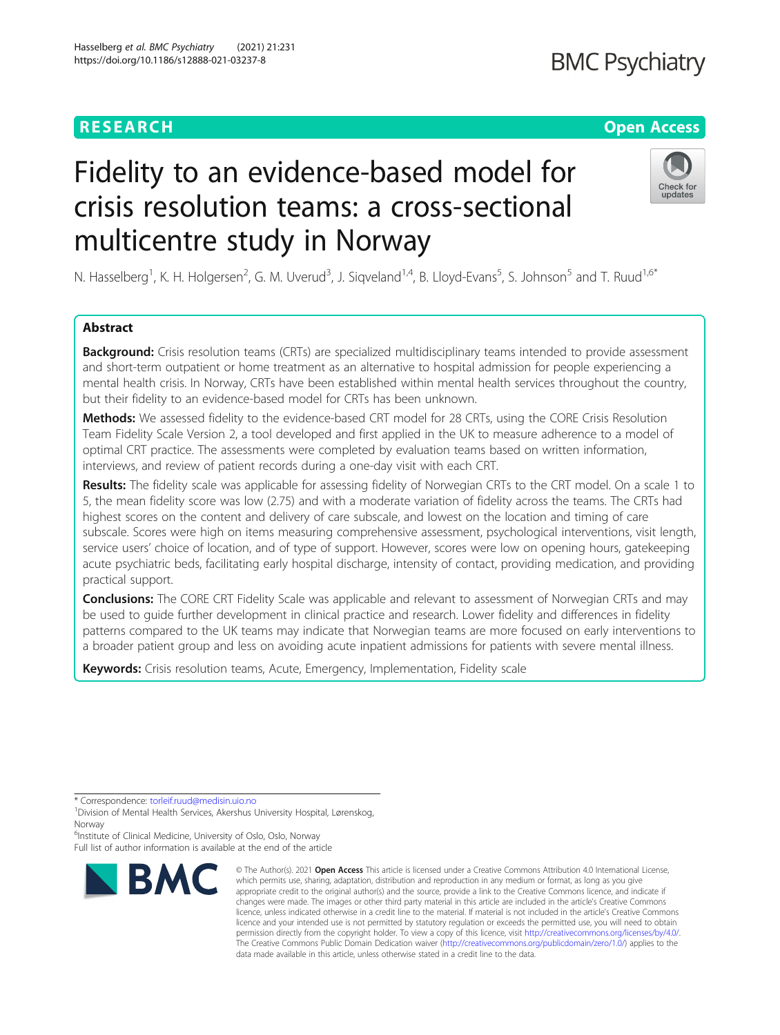RESEARCH

Open Access

# Fidelity to an evidence-based model for crisis resolution teams: a cross-sectional multicentre study in Norway

N. Hasselberg[1], K. H. Holgersen[2], G. M. Uverud[3], J. Siqveland[1,4], B. Lloyd-Evans[5], S. Johnson[5] and T. Ruud[1,6*]

## Abstract

**Background:** Crisis resolution teams (CRTs) are specialized multidisciplinary teams intended to provide assessment and short-term outpatient or home treatment as an alternative to hospital admission for people experiencing a mental health crisis. In Norway, CRTs have been established within mental health services throughout the country, but their fidelity to an evidence-based model for CRTs has been unknown.

**Methods:** We assessed fidelity to the evidence-based CRT model for 28 CRTs, using the CORE Crisis Resolution Team Fidelity Scale Version 2, a tool developed and first applied in the UK to measure adherence to a model of optimal CRT practice. The assessments were completed by evaluation teams based on written information, interviews, and review of patient records during a one-day visit with each CRT.

**Results:** The fidelity scale was applicable for assessing fidelity of Norwegian CRTs to the CRT model. On a scale 1 to 5, the mean fidelity score was low (2.75) and with a moderate variation of fidelity across the teams. The CRTs had highest scores on the content and delivery of care subscale, and lowest on the location and timing of care subscale. Scores were high on items measuring comprehensive assessment, psychological interventions, visit length, service users' choice of location, and of type of support. However, scores were low on opening hours, gatekeeping acute psychiatric beds, facilitating early hospital discharge, intensity of contact, providing medication, and providing practical support.

**Conclusions:** The CORE CRT Fidelity Scale was applicable and relevant to assessment of Norwegian CRTs and may be used to guide further development in clinical practice and research. Lower fidelity and differences in fidelity patterns compared to the UK teams may indicate that Norwegian teams are more focused on early interventions to a broader patient group and less on avoiding acute inpatient admissions for patients with severe mental illness.

**Keywords:** Crisis resolution teams, Acute, Emergency, Implementation, Fidelity scale

---

* Correspondence: torleif.ruud@medisin.uio.no
[1]Division of Mental Health Services, Akershus University Hospital, Lørenskog, Norway
[6]Institute of Clinical Medicine, University of Oslo, Oslo, Norway
Full list of author information is available at the end of the article

© The Author(s). 2021 **Open Access** This article is licensed under a Creative Commons Attribution 4.0 International License, which permits use, sharing, adaptation, distribution and reproduction in any medium or format, as long as you give appropriate credit to the original author(s) and the source, provide a link to the Creative Commons licence, and indicate if changes were made. The images or other third party material in this article are included in the article's Creative Commons licence, unless indicated otherwise in a credit line to the material. If material is not included in the article's Creative Commons licence and your intended use is not permitted by statutory regulation or exceeds the permitted use, you will need to obtain permission directly from the copyright holder. To view a copy of this licence, visit http://creativecommons.org/licenses/by/4.0/. The Creative Commons Public Domain Dedication waiver (http://creativecommons.org/publicdomain/zero/1.0/) applies to the data made available in this article, unless otherwise stated in a credit line to the data.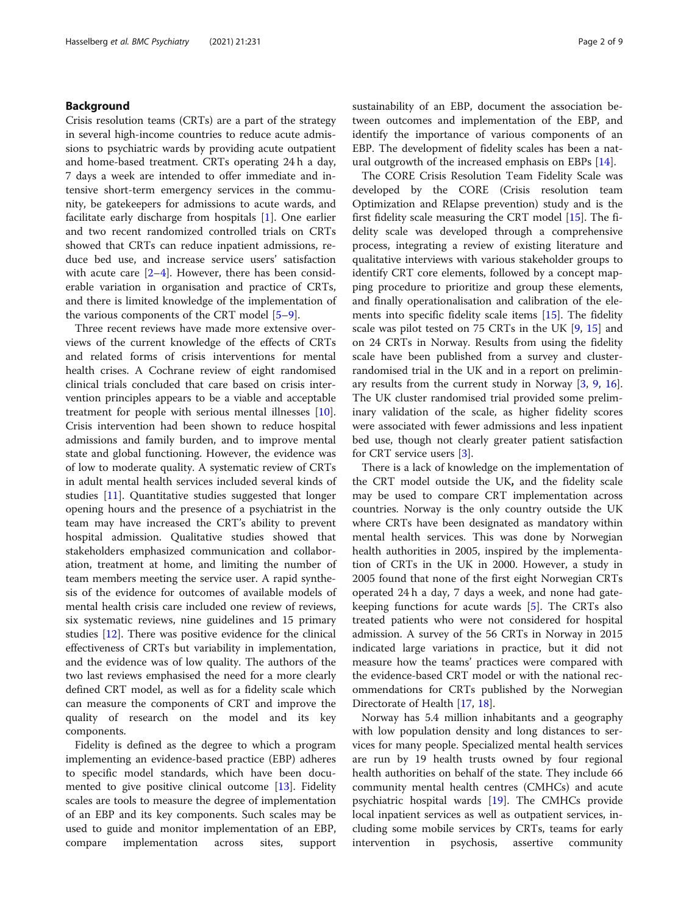## Background

Crisis resolution teams (CRTs) are a part of the strategy in several high-income countries to reduce acute admissions to psychiatric wards by providing acute outpatient and home-based treatment. CRTs operating 24 h a day, 7 days a week are intended to offer immediate and intensive short-term emergency services in the community, be gatekeepers for admissions to acute wards, and facilitate early discharge from hospitals [1]. One earlier and two recent randomized controlled trials on CRTs showed that CRTs can reduce inpatient admissions, reduce bed use, and increase service users' satisfaction with acute care [2–4]. However, there has been considerable variation in organisation and practice of CRTs, and there is limited knowledge of the implementation of the various components of the CRT model [5–9].

Three recent reviews have made more extensive overviews of the current knowledge of the effects of CRTs and related forms of crisis interventions for mental health crises. A Cochrane review of eight randomised clinical trials concluded that care based on crisis intervention principles appears to be a viable and acceptable treatment for people with serious mental illnesses [10]. Crisis intervention had been shown to reduce hospital admissions and family burden, and to improve mental state and global functioning. However, the evidence was of low to moderate quality. A systematic review of CRTs in adult mental health services included several kinds of studies [11]. Quantitative studies suggested that longer opening hours and the presence of a psychiatrist in the team may have increased the CRT's ability to prevent hospital admission. Qualitative studies showed that stakeholders emphasized communication and collaboration, treatment at home, and limiting the number of team members meeting the service user. A rapid synthesis of the evidence for outcomes of available models of mental health crisis care included one review of reviews, six systematic reviews, nine guidelines and 15 primary studies [12]. There was positive evidence for the clinical effectiveness of CRTs but variability in implementation, and the evidence was of low quality. The authors of the two last reviews emphasised the need for a more clearly defined CRT model, as well as for a fidelity scale which can measure the components of CRT and improve the quality of research on the model and its key components.

Fidelity is defined as the degree to which a program implementing an evidence-based practice (EBP) adheres to specific model standards, which have been documented to give positive clinical outcome [13]. Fidelity scales are tools to measure the degree of implementation of an EBP and its key components. Such scales may be used to guide and monitor implementation of an EBP, compare implementation across sites, support sustainability of an EBP, document the association between outcomes and implementation of the EBP, and identify the importance of various components of an EBP. The development of fidelity scales has been a natural outgrowth of the increased emphasis on EBPs [14].

The CORE Crisis Resolution Team Fidelity Scale was developed by the CORE (Crisis resolution team Optimization and RElapse prevention) study and is the first fidelity scale measuring the CRT model [15]. The fidelity scale was developed through a comprehensive process, integrating a review of existing literature and qualitative interviews with various stakeholder groups to identify CRT core elements, followed by a concept mapping procedure to prioritize and group these elements, and finally operationalisation and calibration of the elements into specific fidelity scale items [15]. The fidelity scale was pilot tested on 75 CRTs in the UK [9, 15] and on 24 CRTs in Norway. Results from using the fidelity scale have been published from a survey and cluster-randomised trial in the UK and in a report on preliminary results from the current study in Norway [3, 9, 16]. The UK cluster randomised trial provided some preliminary validation of the scale, as higher fidelity scores were associated with fewer admissions and less inpatient bed use, though not clearly greater patient satisfaction for CRT service users [3].

There is a lack of knowledge on the implementation of the CRT model outside the UK**,** and the fidelity scale may be used to compare CRT implementation across countries. Norway is the only country outside the UK where CRTs have been designated as mandatory within mental health services. This was done by Norwegian health authorities in 2005, inspired by the implementation of CRTs in the UK in 2000. However, a study in 2005 found that none of the first eight Norwegian CRTs operated 24 h a day, 7 days a week, and none had gatekeeping functions for acute wards [5]. The CRTs also treated patients who were not considered for hospital admission. A survey of the 56 CRTs in Norway in 2015 indicated large variations in practice, but it did not measure how the teams' practices were compared with the evidence-based CRT model or with the national recommendations for CRTs published by the Norwegian Directorate of Health [17, 18].

Norway has 5.4 million inhabitants and a geography with low population density and long distances to services for many people. Specialized mental health services are run by 19 health trusts owned by four regional health authorities on behalf of the state. They include 66 community mental health centres (CMHCs) and acute psychiatric hospital wards [19]. The CMHCs provide local inpatient services as well as outpatient services, including some mobile services by CRTs, teams for early intervention in psychosis, assertive community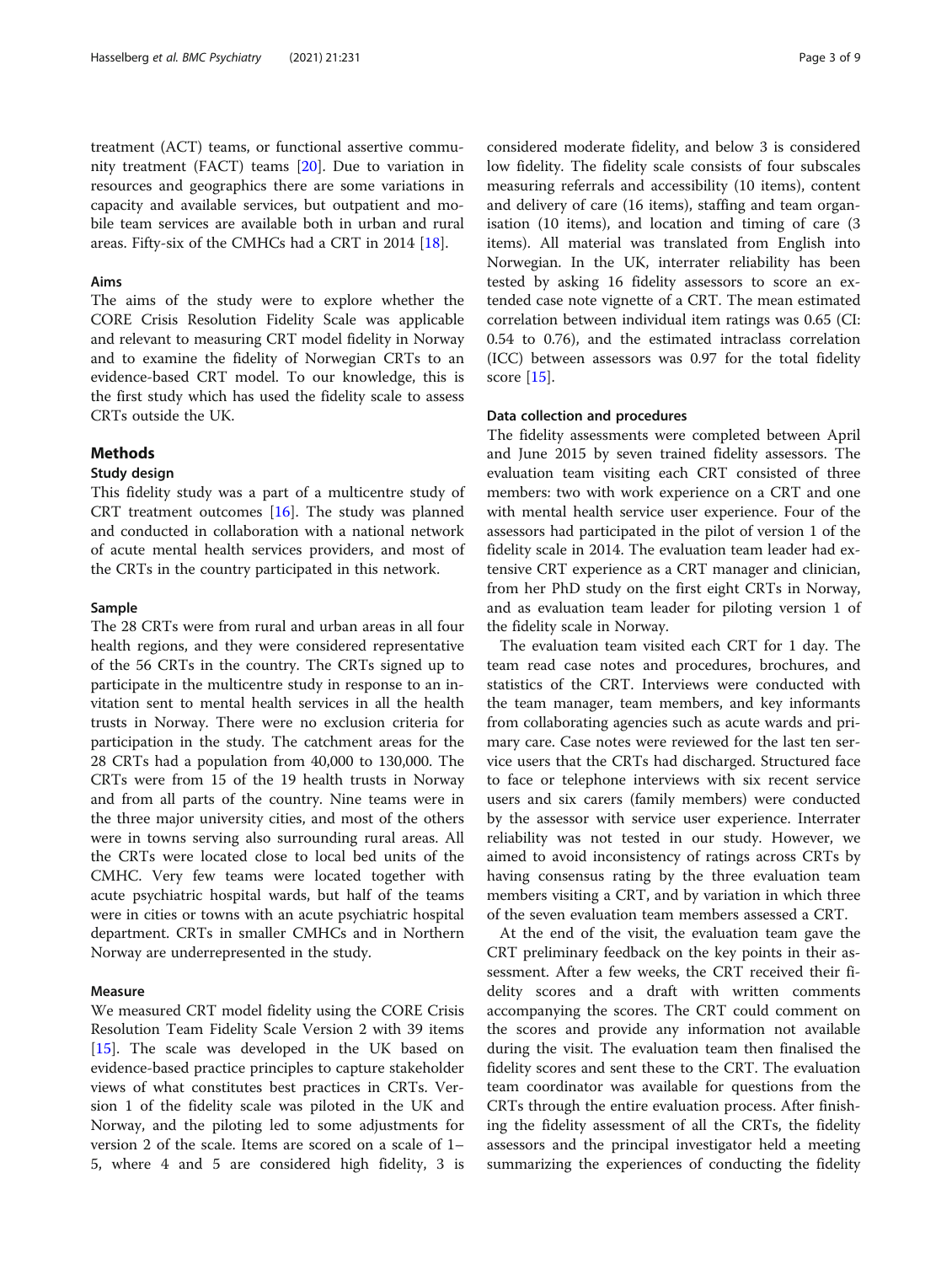treatment (ACT) teams, or functional assertive community treatment (FACT) teams [20]. Due to variation in resources and geographics there are some variations in capacity and available services, but outpatient and mobile team services are available both in urban and rural areas. Fifty-six of the CMHCs had a CRT in 2014 [18].

### Aims

The aims of the study were to explore whether the CORE Crisis Resolution Fidelity Scale was applicable and relevant to measuring CRT model fidelity in Norway and to examine the fidelity of Norwegian CRTs to an evidence-based CRT model. To our knowledge, this is the first study which has used the fidelity scale to assess CRTs outside the UK.

## Methods

### Study design

This fidelity study was a part of a multicentre study of CRT treatment outcomes [16]. The study was planned and conducted in collaboration with a national network of acute mental health services providers, and most of the CRTs in the country participated in this network.

### Sample

The 28 CRTs were from rural and urban areas in all four health regions, and they were considered representative of the 56 CRTs in the country. The CRTs signed up to participate in the multicentre study in response to an invitation sent to mental health services in all the health trusts in Norway. There were no exclusion criteria for participation in the study. The catchment areas for the 28 CRTs had a population from 40,000 to 130,000. The CRTs were from 15 of the 19 health trusts in Norway and from all parts of the country. Nine teams were in the three major university cities, and most of the others were in towns serving also surrounding rural areas. All the CRTs were located close to local bed units of the CMHC. Very few teams were located together with acute psychiatric hospital wards, but half of the teams were in cities or towns with an acute psychiatric hospital department. CRTs in smaller CMHCs and in Northern Norway are underrepresented in the study.

### Measure

We measured CRT model fidelity using the CORE Crisis Resolution Team Fidelity Scale Version 2 with 39 items [15]. The scale was developed in the UK based on evidence-based practice principles to capture stakeholder views of what constitutes best practices in CRTs. Version 1 of the fidelity scale was piloted in the UK and Norway, and the piloting led to some adjustments for version 2 of the scale. Items are scored on a scale of 1–5, where 4 and 5 are considered high fidelity, 3 is considered moderate fidelity, and below 3 is considered low fidelity. The fidelity scale consists of four subscales measuring referrals and accessibility (10 items), content and delivery of care (16 items), staffing and team organisation (10 items), and location and timing of care (3 items). All material was translated from English into Norwegian. In the UK, interrater reliability has been tested by asking 16 fidelity assessors to score an extended case note vignette of a CRT. The mean estimated correlation between individual item ratings was 0.65 (CI: 0.54 to 0.76), and the estimated intraclass correlation (ICC) between assessors was 0.97 for the total fidelity score [15].

### Data collection and procedures

The fidelity assessments were completed between April and June 2015 by seven trained fidelity assessors. The evaluation team visiting each CRT consisted of three members: two with work experience on a CRT and one with mental health service user experience. Four of the assessors had participated in the pilot of version 1 of the fidelity scale in 2014. The evaluation team leader had extensive CRT experience as a CRT manager and clinician, from her PhD study on the first eight CRTs in Norway, and as evaluation team leader for piloting version 1 of the fidelity scale in Norway.

The evaluation team visited each CRT for 1 day. The team read case notes and procedures, brochures, and statistics of the CRT. Interviews were conducted with the team manager, team members, and key informants from collaborating agencies such as acute wards and primary care. Case notes were reviewed for the last ten service users that the CRTs had discharged. Structured face to face or telephone interviews with six recent service users and six carers (family members) were conducted by the assessor with service user experience. Interrater reliability was not tested in our study. However, we aimed to avoid inconsistency of ratings across CRTs by having consensus rating by the three evaluation team members visiting a CRT, and by variation in which three of the seven evaluation team members assessed a CRT.

At the end of the visit, the evaluation team gave the CRT preliminary feedback on the key points in their assessment. After a few weeks, the CRT received their fidelity scores and a draft with written comments accompanying the scores. The CRT could comment on the scores and provide any information not available during the visit. The evaluation team then finalised the fidelity scores and sent these to the CRT. The evaluation team coordinator was available for questions from the CRTs through the entire evaluation process. After finishing the fidelity assessment of all the CRTs, the fidelity assessors and the principal investigator held a meeting summarizing the experiences of conducting the fidelity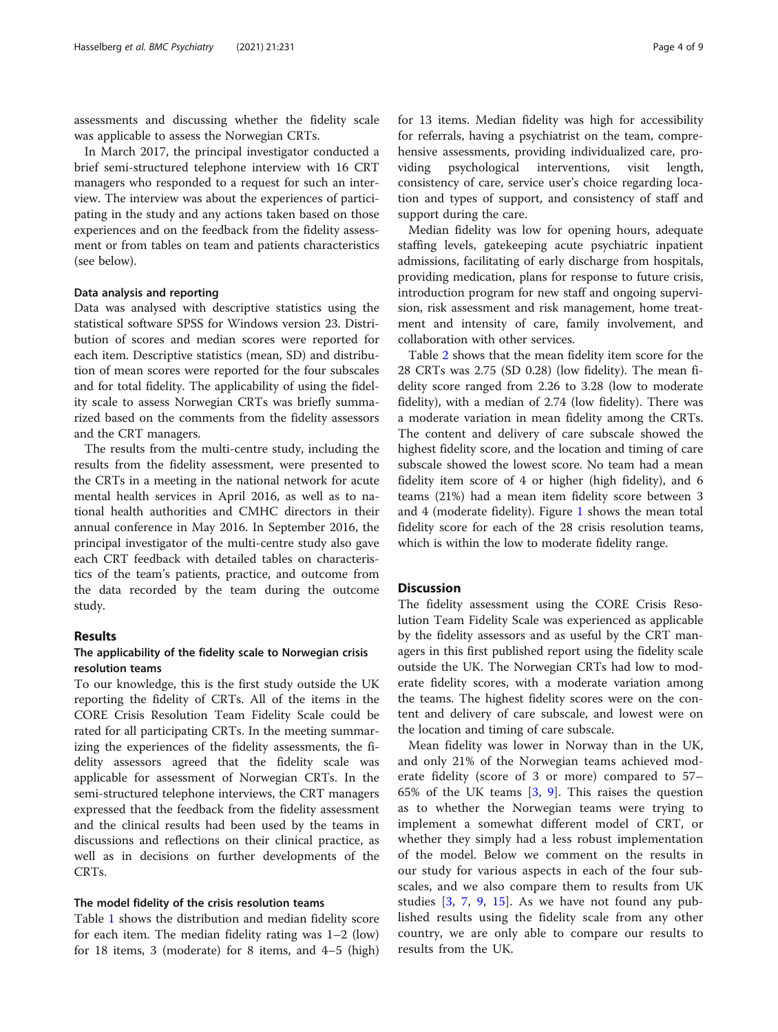assessments and discussing whether the fidelity scale was applicable to assess the Norwegian CRTs.

In March 2017, the principal investigator conducted a brief semi-structured telephone interview with 16 CRT managers who responded to a request for such an interview. The interview was about the experiences of participating in the study and any actions taken based on those experiences and on the feedback from the fidelity assessment or from tables on team and patients characteristics (see below).

#### Data analysis and reporting

Data was analysed with descriptive statistics using the statistical software SPSS for Windows version 23. Distribution of scores and median scores were reported for each item. Descriptive statistics (mean, SD) and distribution of mean scores were reported for the four subscales and for total fidelity. The applicability of using the fidelity scale to assess Norwegian CRTs was briefly summarized based on the comments from the fidelity assessors and the CRT managers.

The results from the multi-centre study, including the results from the fidelity assessment, were presented to the CRTs in a meeting in the national network for acute mental health services in April 2016, as well as to national health authorities and CMHC directors in their annual conference in May 2016. In September 2016, the principal investigator of the multi-centre study also gave each CRT feedback with detailed tables on characteristics of the team's patients, practice, and outcome from the data recorded by the team during the outcome study.

## Results

### The applicability of the fidelity scale to Norwegian crisis resolution teams

To our knowledge, this is the first study outside the UK reporting the fidelity of CRTs. All of the items in the CORE Crisis Resolution Team Fidelity Scale could be rated for all participating CRTs. In the meeting summarizing the experiences of the fidelity assessments, the fidelity assessors agreed that the fidelity scale was applicable for assessment of Norwegian CRTs. In the semi-structured telephone interviews, the CRT managers expressed that the feedback from the fidelity assessment and the clinical results had been used by the teams in discussions and reflections on their clinical practice, as well as in decisions on further developments of the CRTs.

### The model fidelity of the crisis resolution teams

Table 1 shows the distribution and median fidelity score for each item. The median fidelity rating was 1–2 (low) for 18 items, 3 (moderate) for 8 items, and 4–5 (high) for 13 items. Median fidelity was high for accessibility for referrals, having a psychiatrist on the team, comprehensive assessments, providing individualized care, providing psychological interventions, visit length, consistency of care, service user's choice regarding location and types of support, and consistency of staff and support during the care.

Median fidelity was low for opening hours, adequate staffing levels, gatekeeping acute psychiatric inpatient admissions, facilitating of early discharge from hospitals, providing medication, plans for response to future crisis, introduction program for new staff and ongoing supervision, risk assessment and risk management, home treatment and intensity of care, family involvement, and collaboration with other services.

Table 2 shows that the mean fidelity item score for the 28 CRTs was 2.75 (SD 0.28) (low fidelity). The mean fidelity score ranged from 2.26 to 3.28 (low to moderate fidelity), with a median of 2.74 (low fidelity). There was a moderate variation in mean fidelity among the CRTs. The content and delivery of care subscale showed the highest fidelity score, and the location and timing of care subscale showed the lowest score. No team had a mean fidelity item score of 4 or higher (high fidelity), and 6 teams (21%) had a mean item fidelity score between 3 and 4 (moderate fidelity). Figure 1 shows the mean total fidelity score for each of the 28 crisis resolution teams, which is within the low to moderate fidelity range.

## Discussion

The fidelity assessment using the CORE Crisis Resolution Team Fidelity Scale was experienced as applicable by the fidelity assessors and as useful by the CRT managers in this first published report using the fidelity scale outside the UK. The Norwegian CRTs had low to moderate fidelity scores, with a moderate variation among the teams. The highest fidelity scores were on the content and delivery of care subscale, and lowest were on the location and timing of care subscale.

Mean fidelity was lower in Norway than in the UK, and only 21% of the Norwegian teams achieved moderate fidelity (score of 3 or more) compared to 57–65% of the UK teams [3, 9]. This raises the question as to whether the Norwegian teams were trying to implement a somewhat different model of CRT, or whether they simply had a less robust implementation of the model. Below we comment on the results in our study for various aspects in each of the four subscales, and we also compare them to results from UK studies [3, 7, 9, 15]. As we have not found any published results using the fidelity scale from any other country, we are only able to compare our results to results from the UK.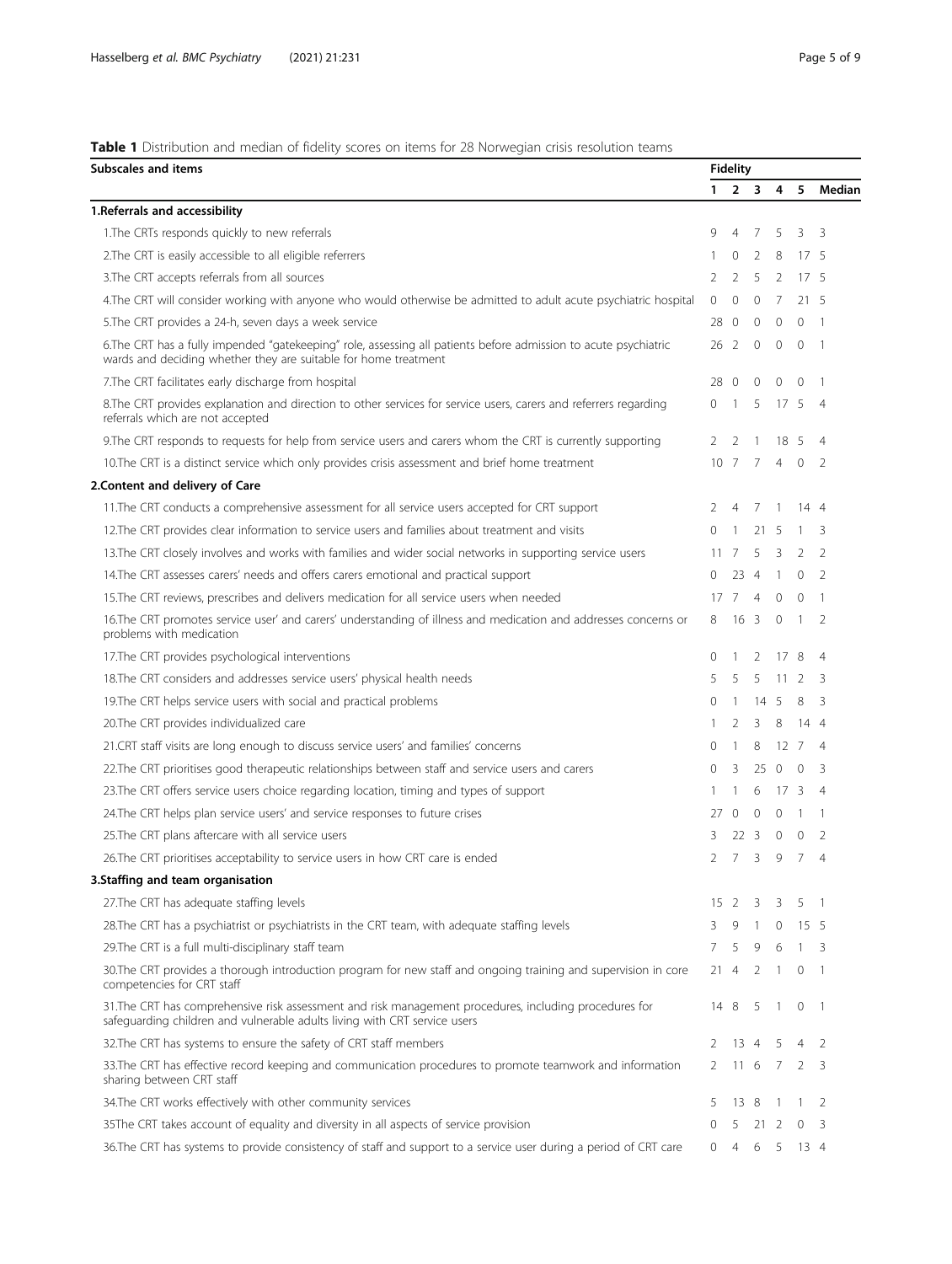**Table 1** Distribution and median of fidelity scores on items for 28 Norwegian crisis resolution teams

| Subscales and items | Fidelity | | | | | |
|---|---|---|---|---|---|---|
| | 1 | 2 | 3 | 4 | 5 | Median |
| **1.Referrals and accessibility** | | | | | | |
| 1.The CRTs responds quickly to new referrals | 9 | 4 | 7 | 5 | 3 | 3 |
| 2.The CRT is easily accessible to all eligible referrers | 1 | 0 | 2 | 8 | 17 | 5 |
| 3.The CRT accepts referrals from all sources | 2 | 2 | 5 | 2 | 17 | 5 |
| 4.The CRT will consider working with anyone who would otherwise be admitted to adult acute psychiatric hospital | 0 | 0 | 0 | 7 | 21 | 5 |
| 5.The CRT provides a 24-h, seven days a week service | 28 | 0 | 0 | 0 | 0 | 1 |
| 6.The CRT has a fully impended "gatekeeping" role, assessing all patients before admission to acute psychiatric wards and deciding whether they are suitable for home treatment | 26 | 2 | 0 | 0 | 0 | 1 |
| 7.The CRT facilitates early discharge from hospital | 28 | 0 | 0 | 0 | 0 | 1 |
| 8.The CRT provides explanation and direction to other services for service users, carers and referrers regarding referrals which are not accepted | 0 | 1 | 5 | 17 | 5 | 4 |
| 9.The CRT responds to requests for help from service users and carers whom the CRT is currently supporting | 2 | 2 | 1 | 18 | 5 | 4 |
| 10.The CRT is a distinct service which only provides crisis assessment and brief home treatment | 10 | 7 | 7 | 4 | 0 | 2 |
| **2.Content and delivery of Care** | | | | | | |
| 11.The CRT conducts a comprehensive assessment for all service users accepted for CRT support | 2 | 4 | 7 | 1 | 14 | 4 |
| 12.The CRT provides clear information to service users and families about treatment and visits | 0 | 1 | 21 | 5 | 1 | 3 |
| 13.The CRT closely involves and works with families and wider social networks in supporting service users | 11 | 7 | 5 | 3 | 2 | 2 |
| 14.The CRT assesses carers' needs and offers carers emotional and practical support | 0 | 23 | 4 | 1 | 0 | 2 |
| 15.The CRT reviews, prescribes and delivers medication for all service users when needed | 17 | 7 | 4 | 0 | 0 | 1 |
| 16.The CRT promotes service user' and carers' understanding of illness and medication and addresses concerns or problems with medication | 8 | 16 | 3 | 0 | 1 | 2 |
| 17.The CRT provides psychological interventions | 0 | 1 | 2 | 17 | 8 | 4 |
| 18.The CRT considers and addresses service users' physical health needs | 5 | 5 | 5 | 11 | 2 | 3 |
| 19.The CRT helps service users with social and practical problems | 0 | 1 | 14 | 5 | 8 | 3 |
| 20.The CRT provides individualized care | 1 | 2 | 3 | 8 | 14 | 4 |
| 21.CRT staff visits are long enough to discuss service users' and families' concerns | 0 | 1 | 8 | 12 | 7 | 4 |
| 22.The CRT prioritises good therapeutic relationships between staff and service users and carers | 0 | 3 | 25 | 0 | 0 | 3 |
| 23.The CRT offers service users choice regarding location, timing and types of support | 1 | 1 | 6 | 17 | 3 | 4 |
| 24.The CRT helps plan service users' and service responses to future crises | 27 | 0 | 0 | 0 | 1 | 1 |
| 25.The CRT plans aftercare with all service users | 3 | 22 | 3 | 0 | 0 | 2 |
| 26.The CRT prioritises acceptability to service users in how CRT care is ended | 2 | 7 | 3 | 9 | 7 | 4 |
| **3.Staffing and team organisation** | | | | | | |
| 27.The CRT has adequate staffing levels | 15 | 2 | 3 | 3 | 5 | 1 |
| 28.The CRT has a psychiatrist or psychiatrists in the CRT team, with adequate staffing levels | 3 | 9 | 1 | 0 | 15 | 5 |
| 29.The CRT is a full multi-disciplinary staff team | 7 | 5 | 9 | 6 | 1 | 3 |
| 30.The CRT provides a thorough introduction program for new staff and ongoing training and supervision in core competencies for CRT staff | 21 | 4 | 2 | 1 | 0 | 1 |
| 31.The CRT has comprehensive risk assessment and risk management procedures, including procedures for safeguarding children and vulnerable adults living with CRT service users | 14 | 8 | 5 | 1 | 0 | 1 |
| 32.The CRT has systems to ensure the safety of CRT staff members | 2 | 13 | 4 | 5 | 4 | 2 |
| 33.The CRT has effective record keeping and communication procedures to promote teamwork and information sharing between CRT staff | 2 | 11 | 6 | 7 | 2 | 3 |
| 34.The CRT works effectively with other community services | 5 | 13 | 8 | 1 | 1 | 2 |
| 35The CRT takes account of equality and diversity in all aspects of service provision | 0 | 5 | 21 | 2 | 0 | 3 |
| 36.The CRT has systems to provide consistency of staff and support to a service user during a period of CRT care | 0 | 4 | 6 | 5 | 13 | 4 |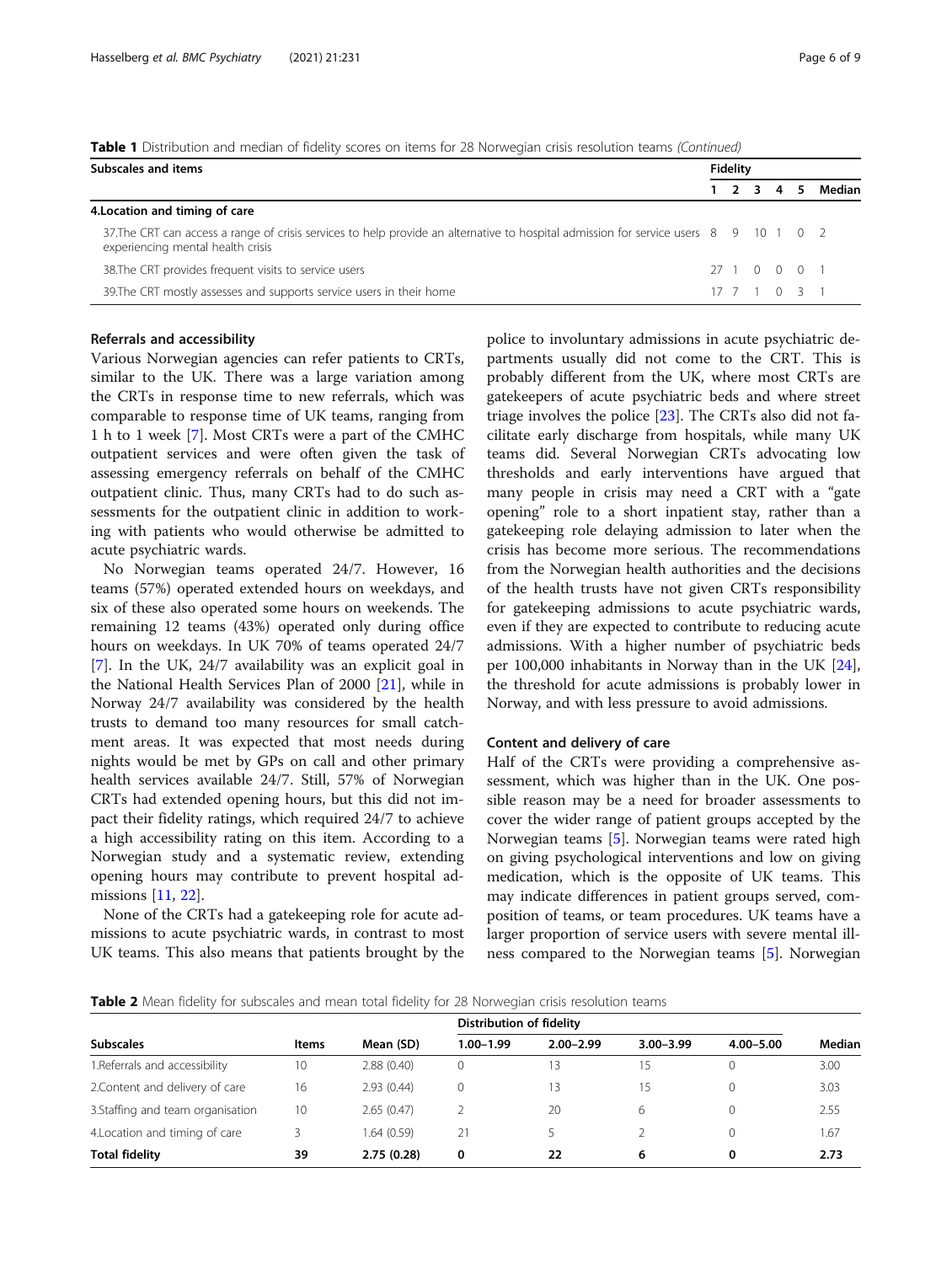**Table 1** Distribution and median of fidelity scores on items for 28 Norwegian crisis resolution teams *(Continued)*

| Subscales and items | Fidelity | | | | | |
|---|---|---|---|---|---|---|
| | 1 | 2 | 3 | 4 | 5 | Median |
| **4.Location and timing of care** | | | | | | |
| 37.The CRT can access a range of crisis services to help provide an alternative to hospital admission for service users experiencing mental health crisis | 8 | 9 | 10 | 1 | 0 | 2 |
| 38.The CRT provides frequent visits to service users | 27 | 1 | 0 | 0 | 0 | 1 |
| 39.The CRT mostly assesses and supports service users in their home | 17 | 7 | 1 | 0 | 3 | 1 |

### Referrals and accessibility

Various Norwegian agencies can refer patients to CRTs, similar to the UK. There was a large variation among the CRTs in response time to new referrals, which was comparable to response time of UK teams, ranging from 1 h to 1 week [7]. Most CRTs were a part of the CMHC outpatient services and were often given the task of assessing emergency referrals on behalf of the CMHC outpatient clinic. Thus, many CRTs had to do such assessments for the outpatient clinic in addition to working with patients who would otherwise be admitted to acute psychiatric wards.

No Norwegian teams operated 24/7. However, 16 teams (57%) operated extended hours on weekdays, and six of these also operated some hours on weekends. The remaining 12 teams (43%) operated only during office hours on weekdays. In UK 70% of teams operated 24/7 [7]. In the UK, 24/7 availability was an explicit goal in the National Health Services Plan of 2000 [21], while in Norway 24/7 availability was considered by the health trusts to demand too many resources for small catchment areas. It was expected that most needs during nights would be met by GPs on call and other primary health services available 24/7. Still, 57% of Norwegian CRTs had extended opening hours, but this did not impact their fidelity ratings, which required 24/7 to achieve a high accessibility rating on this item. According to a Norwegian study and a systematic review, extending opening hours may contribute to prevent hospital admissions [11, 22].

None of the CRTs had a gatekeeping role for acute admissions to acute psychiatric wards, in contrast to most UK teams. This also means that patients brought by the police to involuntary admissions in acute psychiatric departments usually did not come to the CRT. This is probably different from the UK, where most CRTs are gatekeepers of acute psychiatric beds and where street triage involves the police [23]. The CRTs also did not facilitate early discharge from hospitals, while many UK teams did. Several Norwegian CRTs advocating low thresholds and early interventions have argued that many people in crisis may need a CRT with a "gate opening" role to a short inpatient stay, rather than a gatekeeping role delaying admission to later when the crisis has become more serious. The recommendations from the Norwegian health authorities and the decisions of the health trusts have not given CRTs responsibility for gatekeeping admissions to acute psychiatric wards, even if they are expected to contribute to reducing acute admissions. With a higher number of psychiatric beds per 100,000 inhabitants in Norway than in the UK [24], the threshold for acute admissions is probably lower in Norway, and with less pressure to avoid admissions.

### Content and delivery of care

Half of the CRTs were providing a comprehensive assessment, which was higher than in the UK. One possible reason may be a need for broader assessments to cover the wider range of patient groups accepted by the Norwegian teams [5]. Norwegian teams were rated high on giving psychological interventions and low on giving medication, which is the opposite of UK teams. This may indicate differences in patient groups served, composition of teams, or team procedures. UK teams have a larger proportion of service users with severe mental illness compared to the Norwegian teams [5]. Norwegian

**Table 2** Mean fidelity for subscales and mean total fidelity for 28 Norwegian crisis resolution teams

| Subscales | Items | Mean (SD) | Distribution of fidelity | | | | Median |
|---|---|---|---|---|---|---|---|
| | | | 1.00–1.99 | 2.00–2.99 | 3.00–3.99 | 4.00–5.00 | |
| 1.Referrals and accessibility | 10 | 2.88 (0.40) | 0 | 13 | 15 | 0 | 3.00 |
| 2.Content and delivery of care | 16 | 2.93 (0.44) | 0 | 13 | 15 | 0 | 3.03 |
| 3.Staffing and team organisation | 10 | 2.65 (0.47) | 2 | 20 | 6 | 0 | 2.55 |
| 4.Location and timing of care | 3 | 1.64 (0.59) | 21 | 5 | 2 | 0 | 1.67 |
| **Total fidelity** | **39** | **2.75 (0.28)** | **0** | **22** | **6** | **0** | **2.73** |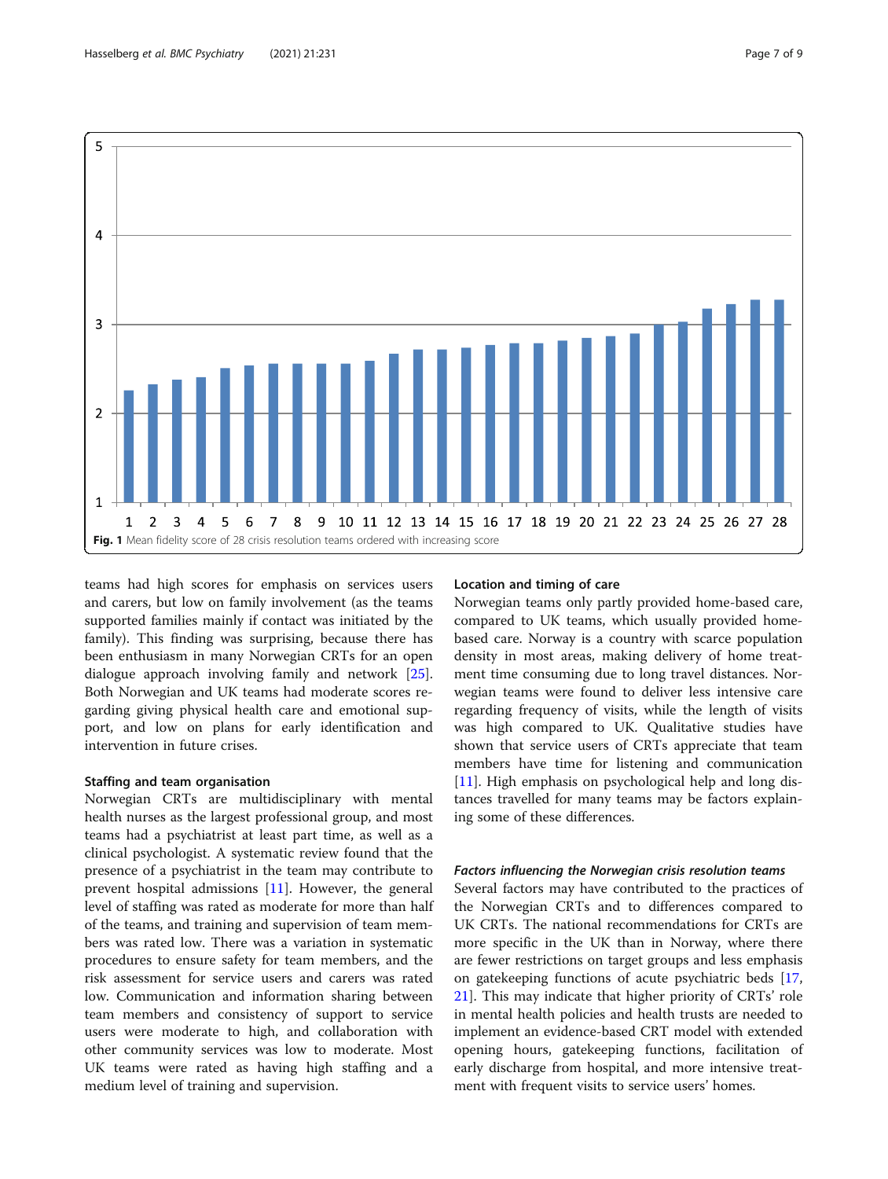Fig. 1 Mean fidelity score of 28 crisis resolution teams ordered with increasing score

teams had high scores for emphasis on services users and carers, but low on family involvement (as the teams supported families mainly if contact was initiated by the family). This finding was surprising, because there has been enthusiasm in many Norwegian CRTs for an open dialogue approach involving family and network [25]. Both Norwegian and UK teams had moderate scores regarding giving physical health care and emotional support, and low on plans for early identification and intervention in future crises.

#### Staffing and team organisation

Norwegian CRTs are multidisciplinary with mental health nurses as the largest professional group, and most teams had a psychiatrist at least part time, as well as a clinical psychologist. A systematic review found that the presence of a psychiatrist in the team may contribute to prevent hospital admissions [11]. However, the general level of staffing was rated as moderate for more than half of the teams, and training and supervision of team members was rated low. There was a variation in systematic procedures to ensure safety for team members, and the risk assessment for service users and carers was rated low. Communication and information sharing between team members and consistency of support to service users were moderate to high, and collaboration with other community services was low to moderate. Most UK teams were rated as having high staffing and a medium level of training and supervision.

#### Location and timing of care

Norwegian teams only partly provided home-based care, compared to UK teams, which usually provided home-based care. Norway is a country with scarce population density in most areas, making delivery of home treatment time consuming due to long travel distances. Norwegian teams were found to deliver less intensive care regarding frequency of visits, while the length of visits was high compared to UK. Qualitative studies have shown that service users of CRTs appreciate that team members have time for listening and communication [11]. High emphasis on psychological help and long distances travelled for many teams may be factors explaining some of these differences.

### *Factors influencing the Norwegian crisis resolution teams*

Several factors may have contributed to the practices of the Norwegian CRTs and to differences compared to UK CRTs. The national recommendations for CRTs are more specific in the UK than in Norway, where there are fewer restrictions on target groups and less emphasis on gatekeeping functions of acute psychiatric beds [17, 21]. This may indicate that higher priority of CRTs' role in mental health policies and health trusts are needed to implement an evidence-based CRT model with extended opening hours, gatekeeping functions, facilitation of early discharge from hospital, and more intensive treatment with frequent visits to service users' homes.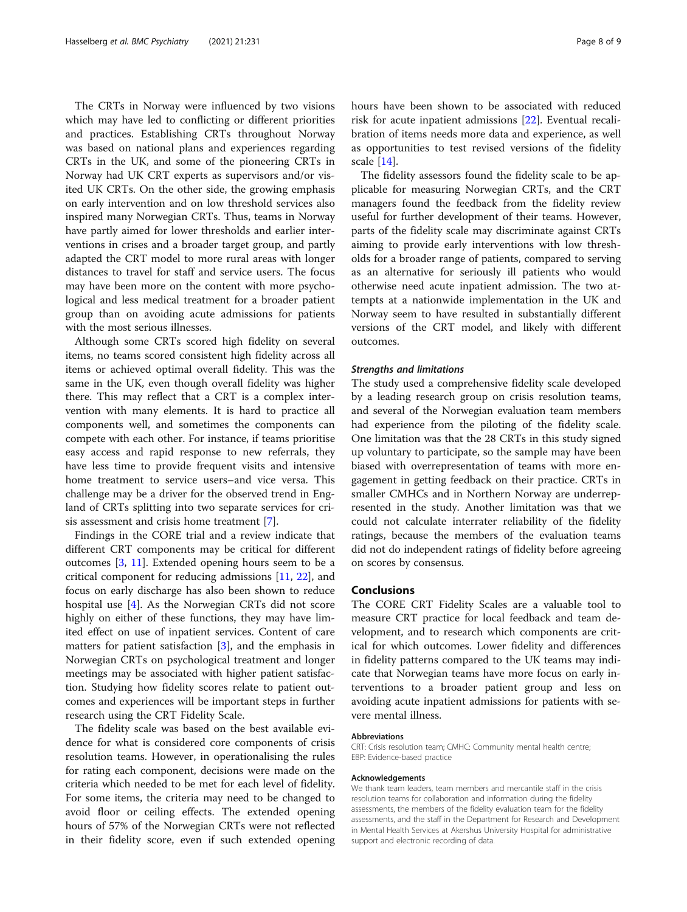The CRTs in Norway were influenced by two visions which may have led to conflicting or different priorities and practices. Establishing CRTs throughout Norway was based on national plans and experiences regarding CRTs in the UK, and some of the pioneering CRTs in Norway had UK CRT experts as supervisors and/or visited UK CRTs. On the other side, the growing emphasis on early intervention and on low threshold services also inspired many Norwegian CRTs. Thus, teams in Norway have partly aimed for lower thresholds and earlier interventions in crises and a broader target group, and partly adapted the CRT model to more rural areas with longer distances to travel for staff and service users. The focus may have been more on the content with more psychological and less medical treatment for a broader patient group than on avoiding acute admissions for patients with the most serious illnesses.

Although some CRTs scored high fidelity on several items, no teams scored consistent high fidelity across all items or achieved optimal overall fidelity. This was the same in the UK, even though overall fidelity was higher there. This may reflect that a CRT is a complex intervention with many elements. It is hard to practice all components well, and sometimes the components can compete with each other. For instance, if teams prioritise easy access and rapid response to new referrals, they have less time to provide frequent visits and intensive home treatment to service users–and vice versa. This challenge may be a driver for the observed trend in England of CRTs splitting into two separate services for crisis assessment and crisis home treatment [7].

Findings in the CORE trial and a review indicate that different CRT components may be critical for different outcomes [3, 11]. Extended opening hours seem to be a critical component for reducing admissions [11, 22], and focus on early discharge has also been shown to reduce hospital use [4]. As the Norwegian CRTs did not score highly on either of these functions, they may have limited effect on use of inpatient services. Content of care matters for patient satisfaction [3], and the emphasis in Norwegian CRTs on psychological treatment and longer meetings may be associated with higher patient satisfaction. Studying how fidelity scores relate to patient outcomes and experiences will be important steps in further research using the CRT Fidelity Scale.

The fidelity scale was based on the best available evidence for what is considered core components of crisis resolution teams. However, in operationalising the rules for rating each component, decisions were made on the criteria which needed to be met for each level of fidelity. For some items, the criteria may need to be changed to avoid floor or ceiling effects. The extended opening hours of 57% of the Norwegian CRTs were not reflected in their fidelity score, even if such extended opening hours have been shown to be associated with reduced risk for acute inpatient admissions [22]. Eventual recalibration of items needs more data and experience, as well as opportunities to test revised versions of the fidelity scale [14].

The fidelity assessors found the fidelity scale to be applicable for measuring Norwegian CRTs, and the CRT managers found the feedback from the fidelity review useful for further development of their teams. However, parts of the fidelity scale may discriminate against CRTs aiming to provide early interventions with low thresholds for a broader range of patients, compared to serving as an alternative for seriously ill patients who would otherwise need acute inpatient admission. The two attempts at a nationwide implementation in the UK and Norway seem to have resulted in substantially different versions of the CRT model, and likely with different outcomes.

### *Strengths and limitations*

The study used a comprehensive fidelity scale developed by a leading research group on crisis resolution teams, and several of the Norwegian evaluation team members had experience from the piloting of the fidelity scale. One limitation was that the 28 CRTs in this study signed up voluntary to participate, so the sample may have been biased with overrepresentation of teams with more engagement in getting feedback on their practice. CRTs in smaller CMHCs and in Northern Norway are underrepresented in the study. Another limitation was that we could not calculate interrater reliability of the fidelity ratings, because the members of the evaluation teams did not do independent ratings of fidelity before agreeing on scores by consensus.

## Conclusions

The CORE CRT Fidelity Scales are a valuable tool to measure CRT practice for local feedback and team development, and to research which components are critical for which outcomes. Lower fidelity and differences in fidelity patterns compared to the UK teams may indicate that Norwegian teams have more focus on early interventions to a broader patient group and less on avoiding acute inpatient admissions for patients with severe mental illness.

#### Abbreviations

CRT: Crisis resolution team; CMHC: Community mental health centre; EBP: Evidence-based practice

#### Acknowledgements

We thank team leaders, team members and mercantile staff in the crisis resolution teams for collaboration and information during the fidelity assessments, the members of the fidelity evaluation team for the fidelity assessments, and the staff in the Department for Research and Development in Mental Health Services at Akershus University Hospital for administrative support and electronic recording of data.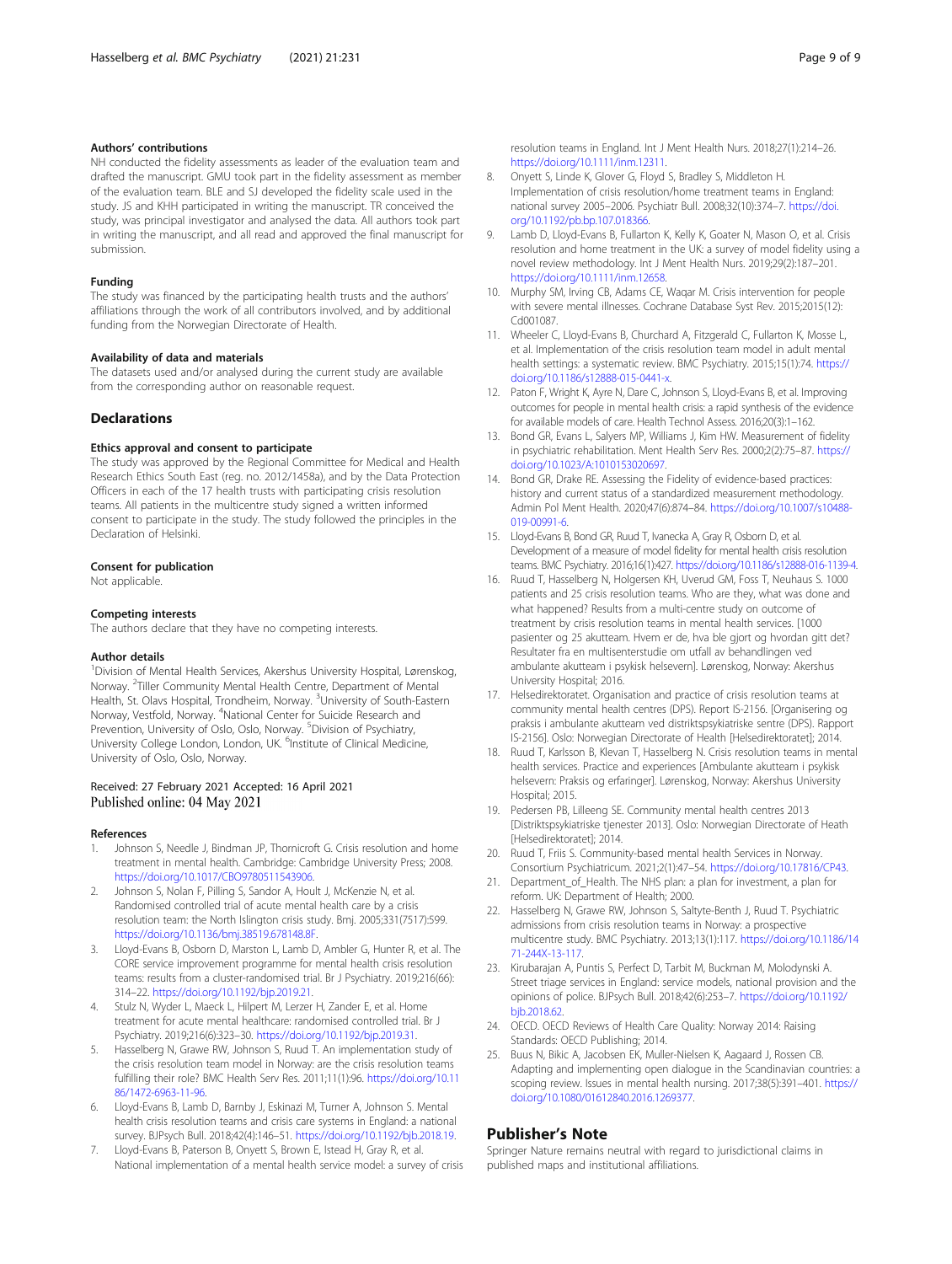#### Authors' contributions

NH conducted the fidelity assessments as leader of the evaluation team and drafted the manuscript. GMU took part in the fidelity assessment as member of the evaluation team. BLE and SJ developed the fidelity scale used in the study. JS and KHH participated in writing the manuscript. TR conceived the study, was principal investigator and analysed the data. All authors took part in writing the manuscript, and all read and approved the final manuscript for submission.

#### Funding

The study was financed by the participating health trusts and the authors' affiliations through the work of all contributors involved, and by additional funding from the Norwegian Directorate of Health.

#### Availability of data and materials

The datasets used and/or analysed during the current study are available from the corresponding author on reasonable request.

## Declarations

#### Ethics approval and consent to participate

The study was approved by the Regional Committee for Medical and Health Research Ethics South East (reg. no. 2012/1458a), and by the Data Protection Officers in each of the 17 health trusts with participating crisis resolution teams. All patients in the multicentre study signed a written informed consent to participate in the study. The study followed the principles in the Declaration of Helsinki.

#### Consent for publication

Not applicable.

#### Competing interests

The authors declare that they have no competing interests.

#### Author details

[1]Division of Mental Health Services, Akershus University Hospital, Lørenskog, Norway. [2]Tiller Community Mental Health Centre, Department of Mental Health, St. Olavs Hospital, Trondheim, Norway. [3]University of South-Eastern Norway, Vestfold, Norway. [4]National Center for Suicide Research and Prevention, University of Oslo, Oslo, Norway. [5]Division of Psychiatry, University College London, London, UK. [6]Institute of Clinical Medicine, University of Oslo, Oslo, Norway.

Received: 27 February 2021 Accepted: 16 April 2021
Published online: 04 May 2021

#### References

1. Johnson S, Needle J, Bindman JP, Thornicroft G. Crisis resolution and home treatment in mental health. Cambridge: Cambridge University Press; 2008. https://doi.org/10.1017/CBO9780511543906.
2. Johnson S, Nolan F, Pilling S, Sandor A, Hoult J, McKenzie N, et al. Randomised controlled trial of acute mental health care by a crisis resolution team: the North Islington crisis study. Bmj. 2005;331(7517):599. https://doi.org/10.1136/bmj.38519.678148.8F.
3. Lloyd-Evans B, Osborn D, Marston L, Lamb D, Ambler G, Hunter R, et al. The CORE service improvement programme for mental health crisis resolution teams: results from a cluster-randomised trial. Br J Psychiatry. 2019;216(66): 314–22. https://doi.org/10.1192/bjp.2019.21.
4. Stulz N, Wyder L, Maeck L, Hilpert M, Lerzer H, Zander E, et al. Home treatment for acute mental healthcare: randomised controlled trial. Br J Psychiatry. 2019;216(6):323–30. https://doi.org/10.1192/bjp.2019.31.
5. Hasselberg N, Grawe RW, Johnson S, Ruud T. An implementation study of the crisis resolution team model in Norway: are the crisis resolution teams fulfilling their role? BMC Health Serv Res. 2011;11(1):96. https://doi.org/10.1186/1472-6963-11-96.
6. Lloyd-Evans B, Lamb D, Barnby J, Eskinazi M, Turner A, Johnson S. Mental health crisis resolution teams and crisis care systems in England: a national survey. BJPsych Bull. 2018;42(4):146–51. https://doi.org/10.1192/bjb.2018.19.
7. Lloyd-Evans B, Paterson B, Onyett S, Brown E, Istead H, Gray R, et al. National implementation of a mental health service model: a survey of crisis resolution teams in England. Int J Ment Health Nurs. 2018;27(1):214–26. https://doi.org/10.1111/inm.12311.
8. Onyett S, Linde K, Glover G, Floyd S, Bradley S, Middleton H. Implementation of crisis resolution/home treatment teams in England: national survey 2005–2006. Psychiatr Bull. 2008;32(10):374–7. https://doi.org/10.1192/pb.bp.107.018366.
9. Lamb D, Lloyd-Evans B, Fullarton K, Kelly K, Goater N, Mason O, et al. Crisis resolution and home treatment in the UK: a survey of model fidelity using a novel review methodology. Int J Ment Health Nurs. 2019;29(2):187–201. https://doi.org/10.1111/inm.12658.
10. Murphy SM, Irving CB, Adams CE, Waqar M. Crisis intervention for people with severe mental illnesses. Cochrane Database Syst Rev. 2015;2015(12): Cd001087.
11. Wheeler C, Lloyd-Evans B, Churchard A, Fitzgerald C, Fullarton K, Mosse L, et al. Implementation of the crisis resolution team model in adult mental health settings: a systematic review. BMC Psychiatry. 2015;15(1):74. https://doi.org/10.1186/s12888-015-0441-x.
12. Paton F, Wright K, Ayre N, Dare C, Johnson S, Lloyd-Evans B, et al. Improving outcomes for people in mental health crisis: a rapid synthesis of the evidence for available models of care. Health Technol Assess. 2016;20(3):1–162.
13. Bond GR, Evans L, Salyers MP, Williams J, Kim HW. Measurement of fidelity in psychiatric rehabilitation. Ment Health Serv Res. 2000;2(2):75–87. https://doi.org/10.1023/A:1010153020697.
14. Bond GR, Drake RE. Assessing the Fidelity of evidence-based practices: history and current status of a standardized measurement methodology. Admin Pol Ment Health. 2020;47(6):874–84. https://doi.org/10.1007/s10488-019-00991-6.
15. Lloyd-Evans B, Bond GR, Ruud T, Ivanecka A, Gray R, Osborn D, et al. Development of a measure of model fidelity for mental health crisis resolution teams. BMC Psychiatry. 2016;16(1):427. https://doi.org/10.1186/s12888-016-1139-4.
16. Ruud T, Hasselberg N, Holgersen KH, Uverud GM, Foss T, Neuhaus S. 1000 patients and 25 crisis resolution teams. Who are they, what was done and what happened? Results from a multi-centre study on outcome of treatment by crisis resolution teams in mental health services. [1000 pasienter og 25 akutteam. Hvem er de, hva ble gjort og hvordan gitt det? Resultater fra en multisenterstudie om utfall av behandlingen ved ambulante akutteam i psykisk helsevern]. Lørenskog, Norway: Akershus University Hospital; 2016.
17. Helsedirektoratet. Organisation and practice of crisis resolution teams at community mental health centres (DPS). Report IS-2156. [Organisering og praksis i ambulante akutteam ved distriktspsykiatriske sentre (DPS). Rapport IS-2156]. Oslo: Norwegian Directorate of Health [Helsedirektoratet]; 2014.
18. Ruud T, Karlsson B, Klevan T, Hasselberg N. Crisis resolution teams in mental health services. Practice and experiences [Ambulante akutteam i psykisk helsevern: Praksis og erfaringer]. Lørenskog, Norway: Akershus University Hospital; 2015.
19. Pedersen PB, Lilleeng SE. Community mental health centres 2013 [Distriktspsykiatriske tjenester 2013]. Oslo: Norwegian Directorate of Heath [Helsedirektoratet]; 2014.
20. Ruud T, Friis S. Community-based mental health Services in Norway. Consortium Psychiatricum. 2021;2(1):47–54. https://doi.org/10.17816/CP43.
21. Department_of_Health. The NHS plan: a plan for investment, a plan for reform. UK: Department of Health; 2000.
22. Hasselberg N, Grawe RW, Johnson S, Saltyte-Benth J, Ruud T. Psychiatric admissions from crisis resolution teams in Norway: a prospective multicentre study. BMC Psychiatry. 2013;13(1):117. https://doi.org/10.1186/1471-244X-13-117.
23. Kirubarajan A, Puntis S, Perfect D, Tarbit M, Buckman M, Molodynski A. Street triage services in England: service models, national provision and the opinions of police. BJPsych Bull. 2018;42(6):253–7. https://doi.org/10.1192/bjb.2018.62.
24. OECD. OECD Reviews of Health Care Quality: Norway 2014: Raising Standards: OECD Publishing; 2014.
25. Buus N, Bikic A, Jacobsen EK, Muller-Nielsen K, Aagaard J, Rossen CB. Adapting and implementing open dialogue in the Scandinavian countries: a scoping review. Issues in mental health nursing. 2017;38(5):391–401. https://doi.org/10.1080/01612840.2016.1269377.

## Publisher's Note

Springer Nature remains neutral with regard to jurisdictional claims in published maps and institutional affiliations.